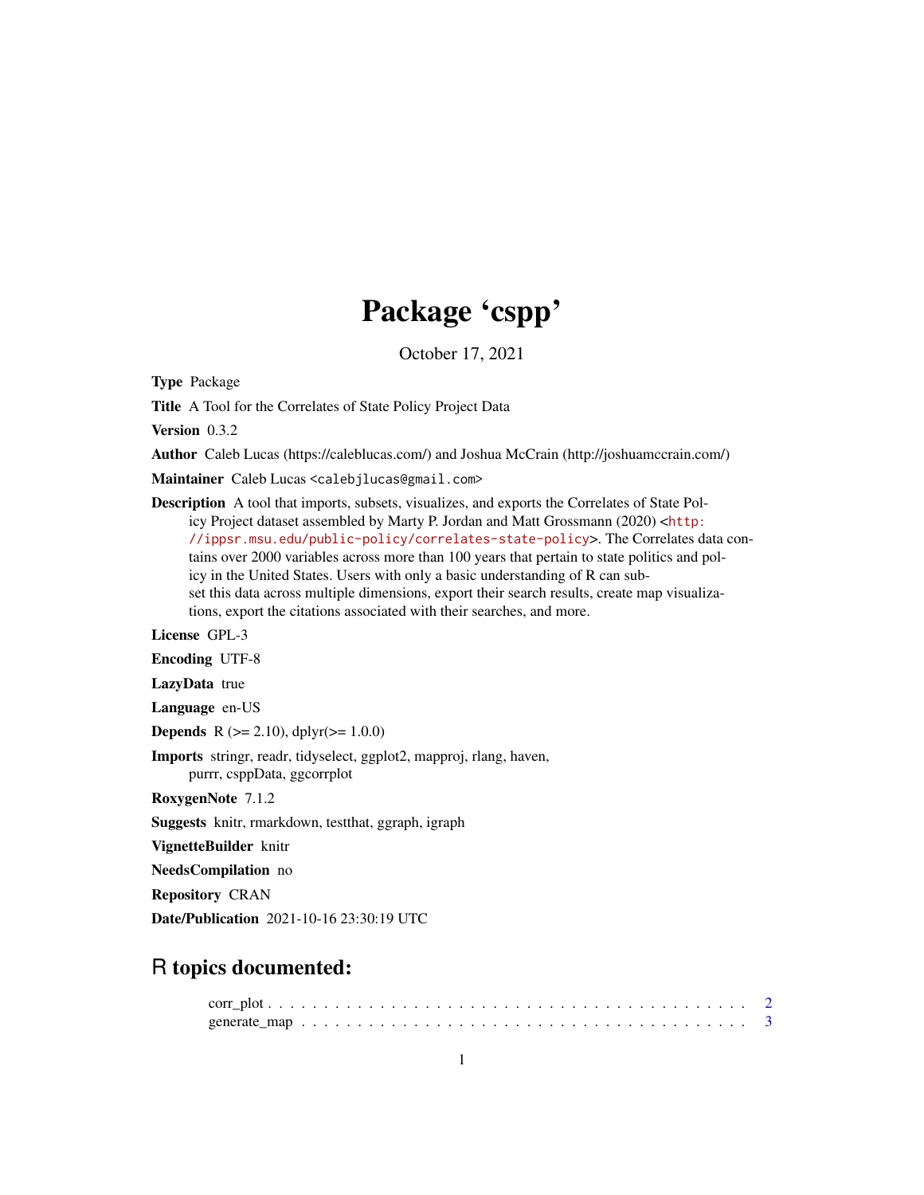# Package 'cspp'

October 17, 2021

**Type** Package

**Title** A Tool for the Correlates of State Policy Project Data

**Version** 0.3.2

**Author** Caleb Lucas (https://caleblucas.com/) and Joshua McCrain (http://joshuamccrain.com/)

**Maintainer** Caleb Lucas <calebjlucas@gmail.com>

**Description** A tool that imports, subsets, visualizes, and exports the Correlates of State Policy Project dataset assembled by Marty P. Jordan and Matt Grossmann (2020) <http://ippsr.msu.edu/public-policy/correlates-state-policy>. The Correlates data contains over 2000 variables across more than 100 years that pertain to state politics and policy in the United States. Users with only a basic understanding of R can subset this data across multiple dimensions, export their search results, create map visualizations, export the citations associated with their searches, and more.

**License** GPL-3

**Encoding** UTF-8

**LazyData** true

**Language** en-US

**Depends** R (>= 2.10), dplyr(>= 1.0.0)

**Imports** stringr, readr, tidyselect, ggplot2, mapproj, rlang, haven, purrr, csppData, ggcorrplot

**RoxygenNote** 7.1.2

**Suggests** knitr, rmarkdown, testthat, ggraph, igraph

**VignetteBuilder** knitr

**NeedsCompilation** no

**Repository** CRAN

**Date/Publication** 2021-10-16 23:30:19 UTC

## R topics documented:

corr_plot . . . . . . . . . . . . . . . . . . . . . . . . . . . . . . . . . . . . . . . . . . 2
generate_map . . . . . . . . . . . . . . . . . . . . . . . . . . . . . . . . . . . . . . . 3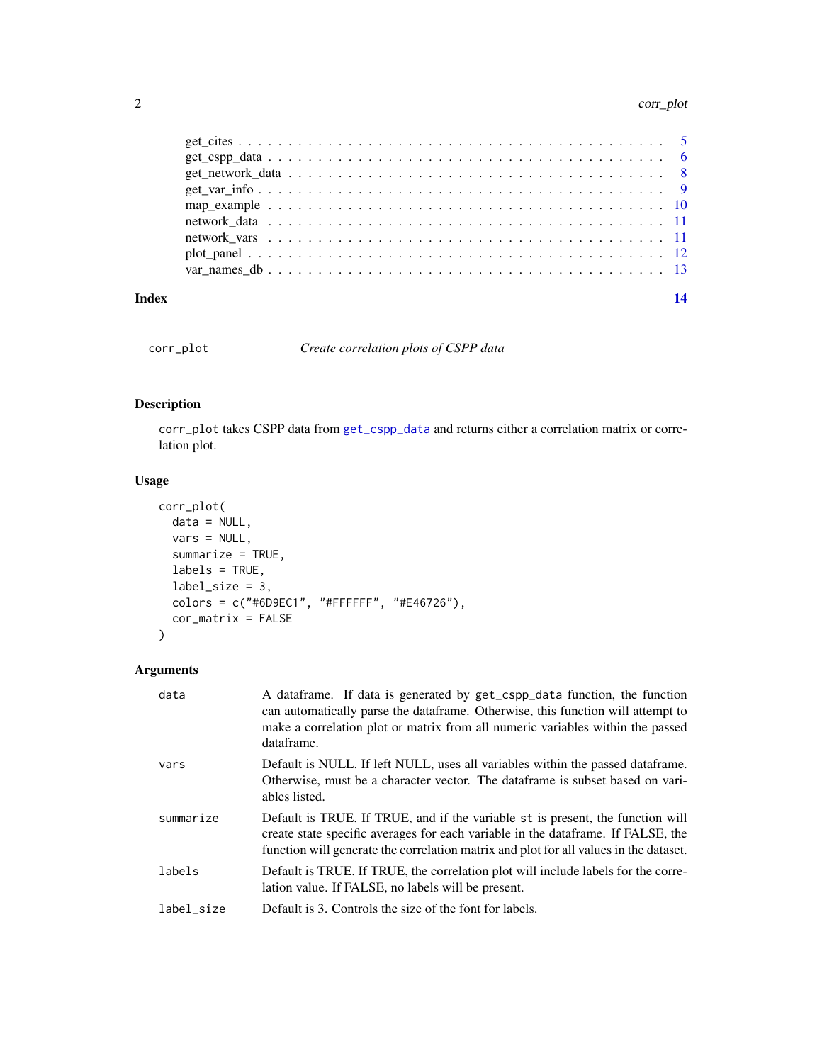get_cites . . . . . . . . . . . . . . . . . . . . . . . . . . . . . . . . . . . . . . . . . . 5
get_cspp_data . . . . . . . . . . . . . . . . . . . . . . . . . . . . . . . . . . . . . . . 6
get_network_data . . . . . . . . . . . . . . . . . . . . . . . . . . . . . . . . . . . . . 8
get_var_info . . . . . . . . . . . . . . . . . . . . . . . . . . . . . . . . . . . . . . . . 9
map_example . . . . . . . . . . . . . . . . . . . . . . . . . . . . . . . . . . . . . . . 10
network_data . . . . . . . . . . . . . . . . . . . . . . . . . . . . . . . . . . . . . . . 11
network_vars . . . . . . . . . . . . . . . . . . . . . . . . . . . . . . . . . . . . . . . 11
plot_panel . . . . . . . . . . . . . . . . . . . . . . . . . . . . . . . . . . . . . . . . . 12
var_names_db . . . . . . . . . . . . . . . . . . . . . . . . . . . . . . . . . . . . . . . 13

**Index** **14**

---

`corr_plot` *Create correlation plots of CSPP data*

---

### Description

`corr_plot` takes CSPP data from `get_cspp_data` and returns either a correlation matrix or correlation plot.

### Usage

```
corr_plot(
  data = NULL,
  vars = NULL,
  summarize = TRUE,
  labels = TRUE,
  label_size = 3,
  colors = c("#6D9EC1", "#FFFFFF", "#E46726"),
  cor_matrix = FALSE
)
```

### Arguments

| | |
|---|---|
| `data` | A dataframe. If data is generated by `get_cspp_data` function, the function can automatically parse the dataframe. Otherwise, this function will attempt to make a correlation plot or matrix from all numeric variables within the passed dataframe. |
| `vars` | Default is NULL. If left NULL, uses all variables within the passed dataframe. Otherwise, must be a character vector. The dataframe is subset based on variables listed. |
| `summarize` | Default is TRUE. If TRUE, and if the variable `st` is present, the function will create state specific averages for each variable in the dataframe. If FALSE, the function will generate the correlation matrix and plot for all values in the dataset. |
| `labels` | Default is TRUE. If TRUE, the correlation plot will include labels for the correlation value. If FALSE, no labels will be present. |
| `label_size` | Default is 3. Controls the size of the font for labels. |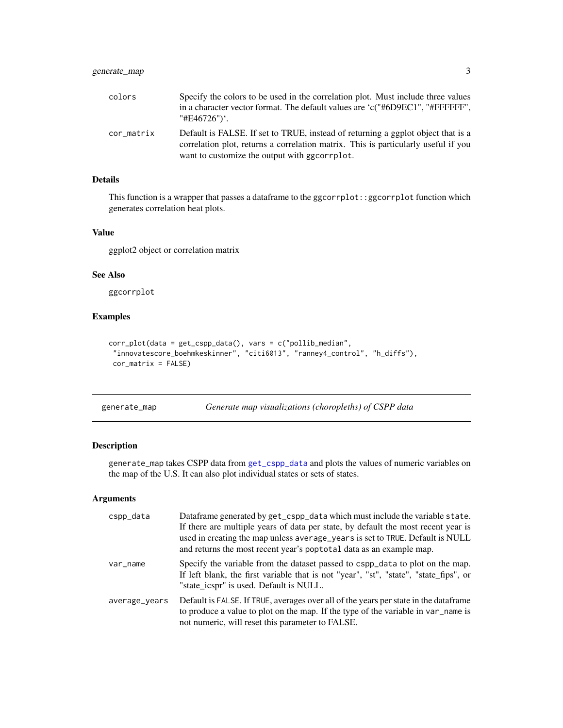| | |
|---|---|
| colors | Specify the colors to be used in the correlation plot. Must include three values in a character vector format. The default values are 'c("#6D9EC1", "#FFFFFF", "#E46726")'. |
| cor_matrix | Default is FALSE. If set to TRUE, instead of returning a ggplot object that is a correlation plot, returns a correlation matrix. This is particularly useful if you want to customize the output with ggcorrplot. |

### Details

This function is a wrapper that passes a dataframe to the ggcorrplot::ggcorrplot function which generates correlation heat plots.

### Value

ggplot2 object or correlation matrix

### See Also

ggcorrplot

### Examples

```
corr_plot(data = get_cspp_data(), vars = c("pollib_median",
 "innovatescore_boehmkeskinner", "citi6013", "ranney4_control", "h_diffs"),
 cor_matrix = FALSE)
```

---

## generate_map — *Generate map visualizations (choropleths) of CSPP data*

### Description

generate_map takes CSPP data from get_cspp_data and plots the values of numeric variables on the map of the U.S. It can also plot individual states or sets of states.

### Arguments

| | |
|---|---|
| cspp_data | Dataframe generated by get_cspp_data which must include the variable state. If there are multiple years of data per state, by default the most recent year is used in creating the map unless average_years is set to TRUE. Default is NULL and returns the most recent year's poptotal data as an example map. |
| var_name | Specify the variable from the dataset passed to cspp_data to plot on the map. If left blank, the first variable that is not "year", "st", "state", "state_fips", or "state_icspr" is used. Default is NULL. |
| average_years | Default is FALSE. If TRUE, averages over all of the years per state in the dataframe to produce a value to plot on the map. If the type of the variable in var_name is not numeric, will reset this parameter to FALSE. |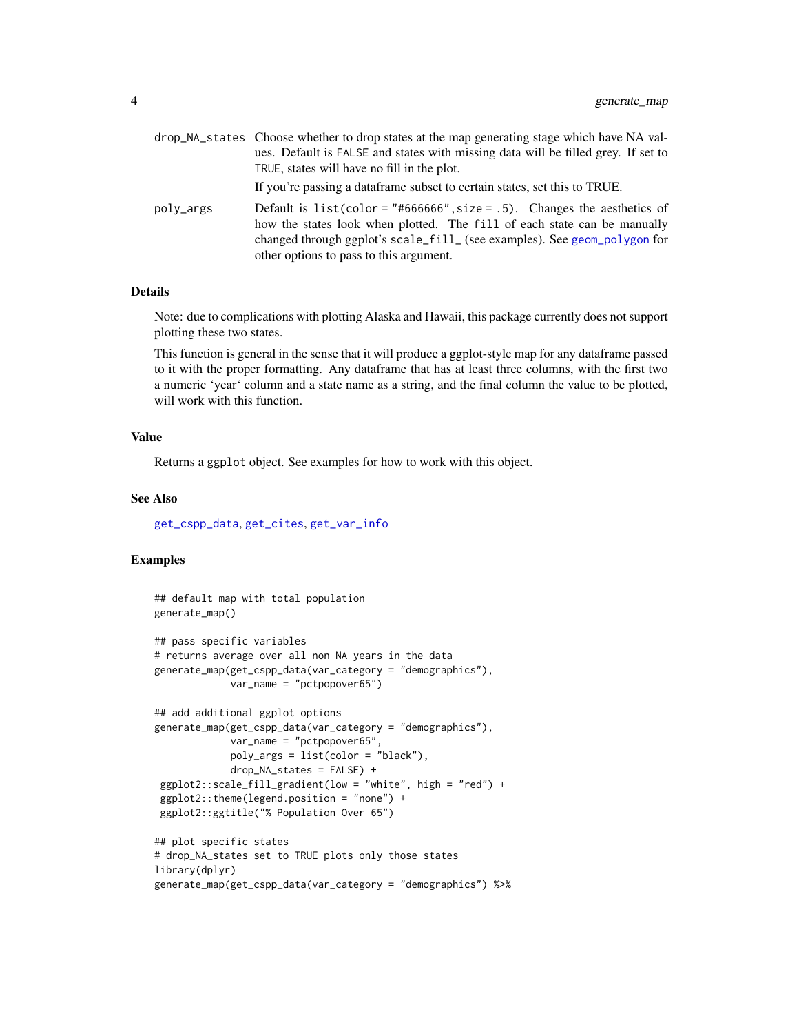| | |
|---|---|
| `drop_NA_states` | Choose whether to drop states at the map generating stage which have NA values. Default is `FALSE` and states with missing data will be filled grey. If set to `TRUE`, states will have no fill in the plot. <br><br> If you're passing a dataframe subset to certain states, set this to TRUE. |
| `poly_args` | Default is `list(color = "#666666", size = .5)`. Changes the aesthetics of how the states look when plotted. The `fill` of each state can be manually changed through ggplot's `scale_fill_` (see examples). See `geom_polygon` for other options to pass to this argument. |

### Details

Note: due to complications with plotting Alaska and Hawaii, this package currently does not support plotting these two states.

This function is general in the sense that it will produce a ggplot-style map for any dataframe passed to it with the proper formatting. Any dataframe that has at least three columns, with the first two a numeric 'year' column and a state name as a string, and the final column the value to be plotted, will work with this function.

### Value

Returns a `ggplot` object. See examples for how to work with this object.

### See Also

`get_cspp_data`, `get_cites`, `get_var_info`

### Examples

```
## default map with total population
generate_map()

## pass specific variables
# returns average over all non NA years in the data
generate_map(get_cspp_data(var_category = "demographics"),
             var_name = "pctpopover65")

## add additional ggplot options
generate_map(get_cspp_data(var_category = "demographics"),
             var_name = "pctpopover65",
             poly_args = list(color = "black"),
             drop_NA_states = FALSE) +
 ggplot2::scale_fill_gradient(low = "white", high = "red") +
 ggplot2::theme(legend.position = "none") +
 ggplot2::ggtitle("% Population Over 65")

## plot specific states
# drop_NA_states set to TRUE plots only those states
library(dplyr)
generate_map(get_cspp_data(var_category = "demographics") %>%
```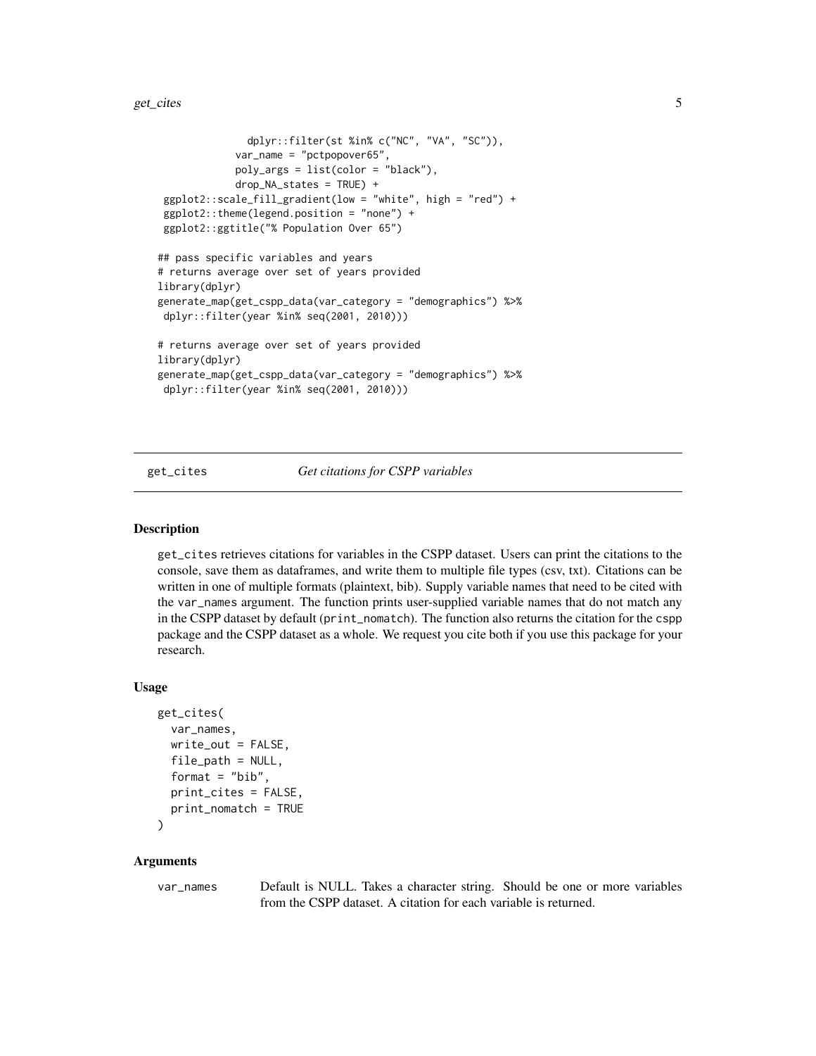```
                dplyr::filter(st %in% c("NC", "VA", "SC")),
              var_name = "pctpopover65",
              poly_args = list(color = "black"),
              drop_NA_states = TRUE) +
  ggplot2::scale_fill_gradient(low = "white", high = "red") +
  ggplot2::theme(legend.position = "none") +
  ggplot2::ggtitle("% Population Over 65")

## pass specific variables and years
# returns average over set of years provided
library(dplyr)
generate_map(get_cspp_data(var_category = "demographics") %>%
  dplyr::filter(year %in% seq(2001, 2010)))

# returns average over set of years provided
library(dplyr)
generate_map(get_cspp_data(var_category = "demographics") %>%
  dplyr::filter(year %in% seq(2001, 2010)))
```

---

## get_cites &nbsp;&nbsp;&nbsp; *Get citations for CSPP variables*

---

### Description

get_cites retrieves citations for variables in the CSPP dataset. Users can print the citations to the console, save them as dataframes, and write them to multiple file types (csv, txt). Citations can be written in one of multiple formats (plaintext, bib). Supply variable names that need to be cited with the var_names argument. The function prints user-supplied variable names that do not match any in the CSPP dataset by default (print_nomatch). The function also returns the citation for the cspp package and the CSPP dataset as a whole. We request you cite both if you use this package for your research.

### Usage

```
get_cites(
  var_names,
  write_out = FALSE,
  file_path = NULL,
  format = "bib",
  print_cites = FALSE,
  print_nomatch = TRUE
)
```

### Arguments

var_names &nbsp;&nbsp;&nbsp; Default is NULL. Takes a character string. Should be one or more variables from the CSPP dataset. A citation for each variable is returned.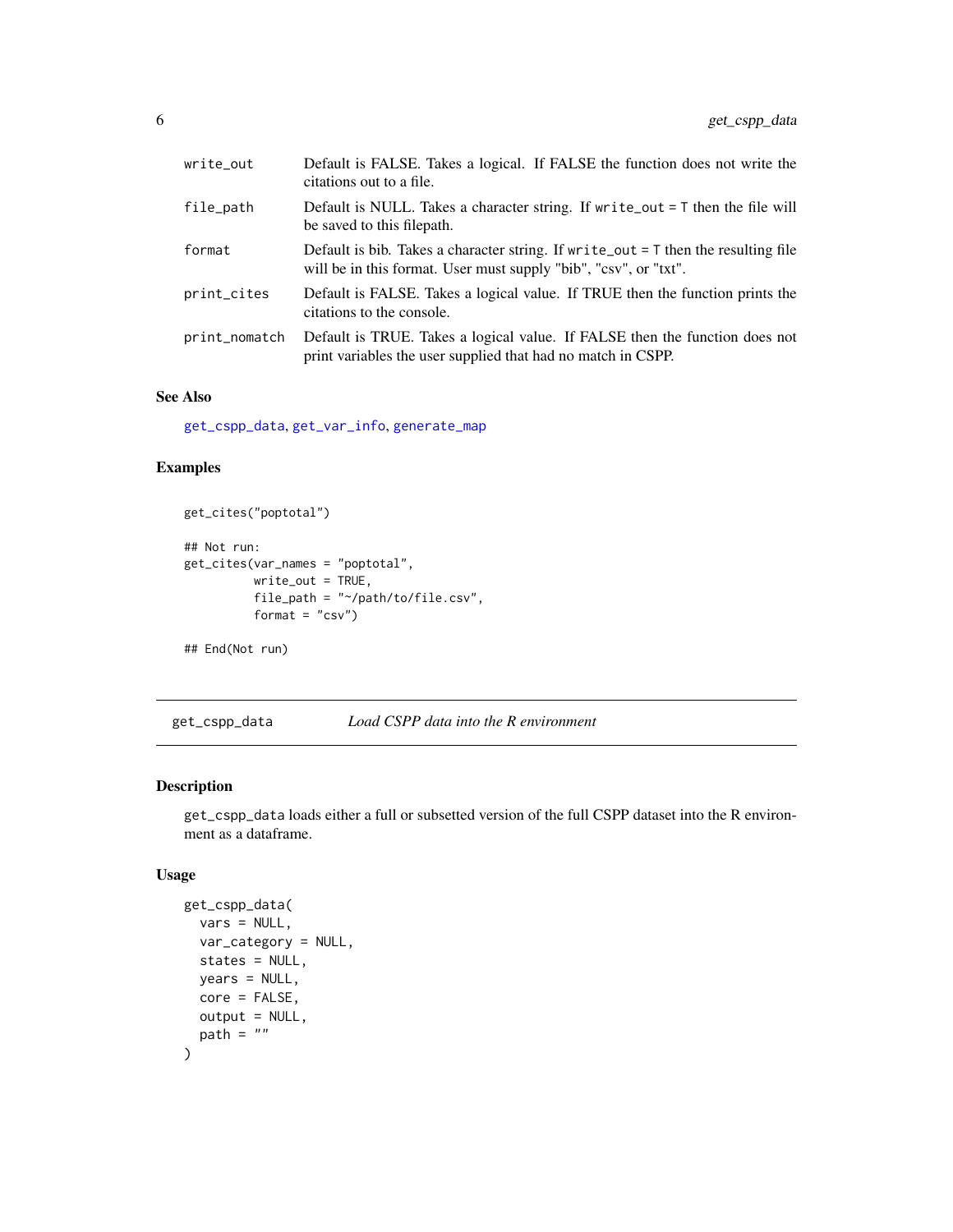| | |
|---|---|
| `write_out` | Default is FALSE. Takes a logical. If FALSE the function does not write the citations out to a file. |
| `file_path` | Default is NULL. Takes a character string. If `write_out = T` then the file will be saved to this filepath. |
| `format` | Default is bib. Takes a character string. If `write_out = T` then the resulting file will be in this format. User must supply "bib", "csv", or "txt". |
| `print_cites` | Default is FALSE. Takes a logical value. If TRUE then the function prints the citations to the console. |
| `print_nomatch` | Default is TRUE. Takes a logical value. If FALSE then the function does not print variables the user supplied that had no match in CSPP. |

### See Also

`get_cspp_data`, `get_var_info`, `generate_map`

### Examples

```
get_cites("poptotal")

## Not run:
get_cites(var_names = "poptotal",
          write_out = TRUE,
          file_path = "~/path/to/file.csv",
          format = "csv")

## End(Not run)
```

---

## `get_cspp_data` *Load CSPP data into the R environment*

---

### Description

`get_cspp_data` loads either a full or subsetted version of the full CSPP dataset into the R environment as a dataframe.

### Usage

```
get_cspp_data(
  vars = NULL,
  var_category = NULL,
  states = NULL,
  years = NULL,
  core = FALSE,
  output = NULL,
  path = ""
)
```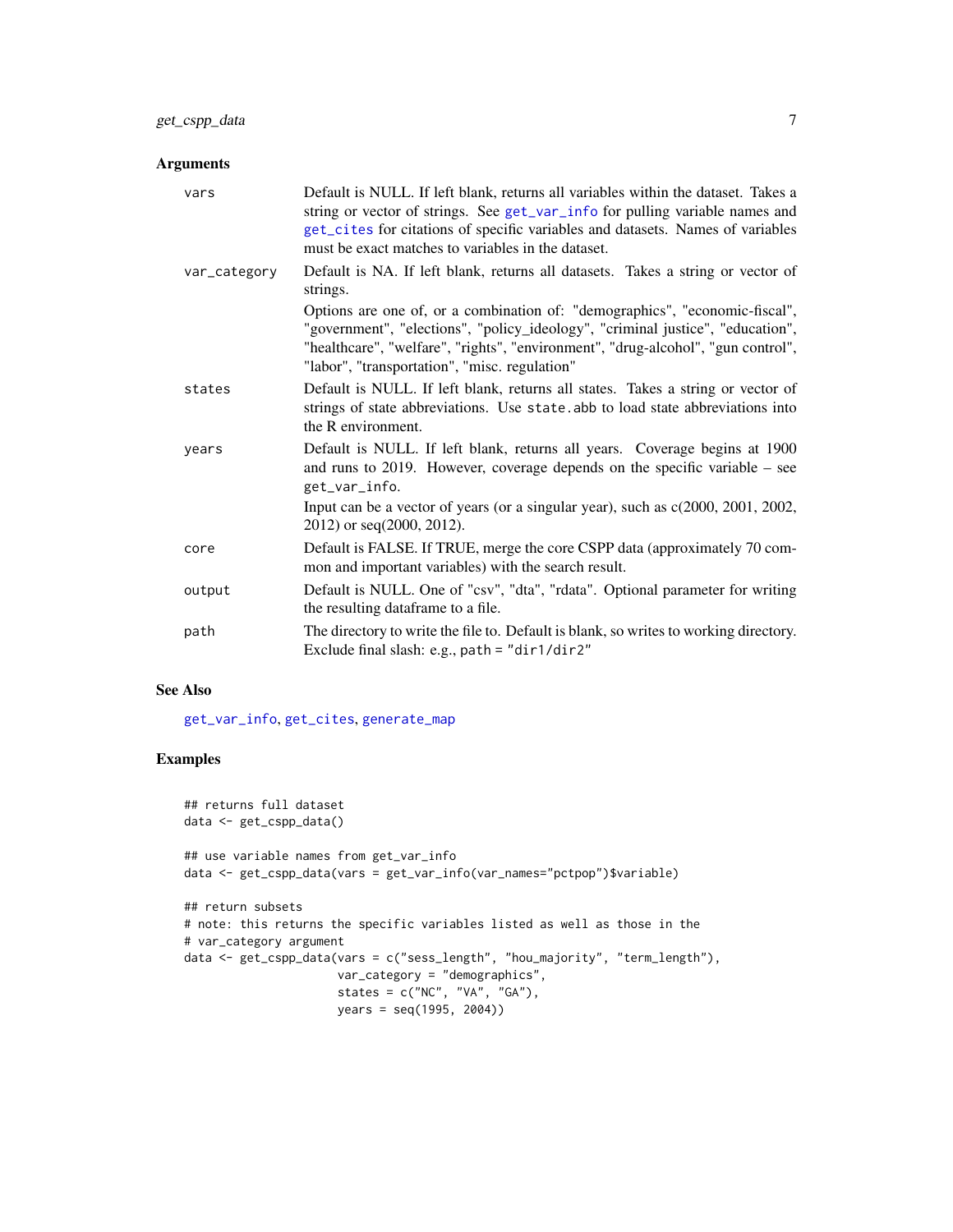## Arguments

**vars** — Default is NULL. If left blank, returns all variables within the dataset. Takes a string or vector of strings. See `get_var_info` for pulling variable names and `get_cites` for citations of specific variables and datasets. Names of variables must be exact matches to variables in the dataset.

**var_category** — Default is NA. If left blank, returns all datasets. Takes a string or vector of strings.

Options are one of, or a combination of: "demographics", "economic-fiscal", "government", "elections", "policy_ideology", "criminal justice", "education", "healthcare", "welfare", "rights", "environment", "drug-alcohol", "gun control", "labor", "transportation", "misc. regulation"

**states** — Default is NULL. If left blank, returns all states. Takes a string or vector of strings of state abbreviations. Use `state.abb` to load state abbreviations into the R environment.

**years** — Default is NULL. If left blank, returns all years. Coverage begins at 1900 and runs to 2019. However, coverage depends on the specific variable – see `get_var_info`.

Input can be a vector of years (or a singular year), such as c(2000, 2001, 2002, 2012) or seq(2000, 2012).

**core** — Default is FALSE. If TRUE, merge the core CSPP data (approximately 70 common and important variables) with the search result.

**output** — Default is NULL. One of "csv", "dta", "rdata". Optional parameter for writing the resulting dataframe to a file.

**path** — The directory to write the file to. Default is blank, so writes to working directory. Exclude final slash: e.g., `path = "dir1/dir2"`

## See Also

`get_var_info`, `get_cites`, `generate_map`

## Examples

```
## returns full dataset
data <- get_cspp_data()

## use variable names from get_var_info
data <- get_cspp_data(vars = get_var_info(var_names="pctpop")$variable)

## return subsets
# note: this returns the specific variables listed as well as those in the
# var_category argument
data <- get_cspp_data(vars = c("sess_length", "hou_majority", "term_length"),
                      var_category = "demographics",
                      states = c("NC", "VA", "GA"),
                      years = seq(1995, 2004))
```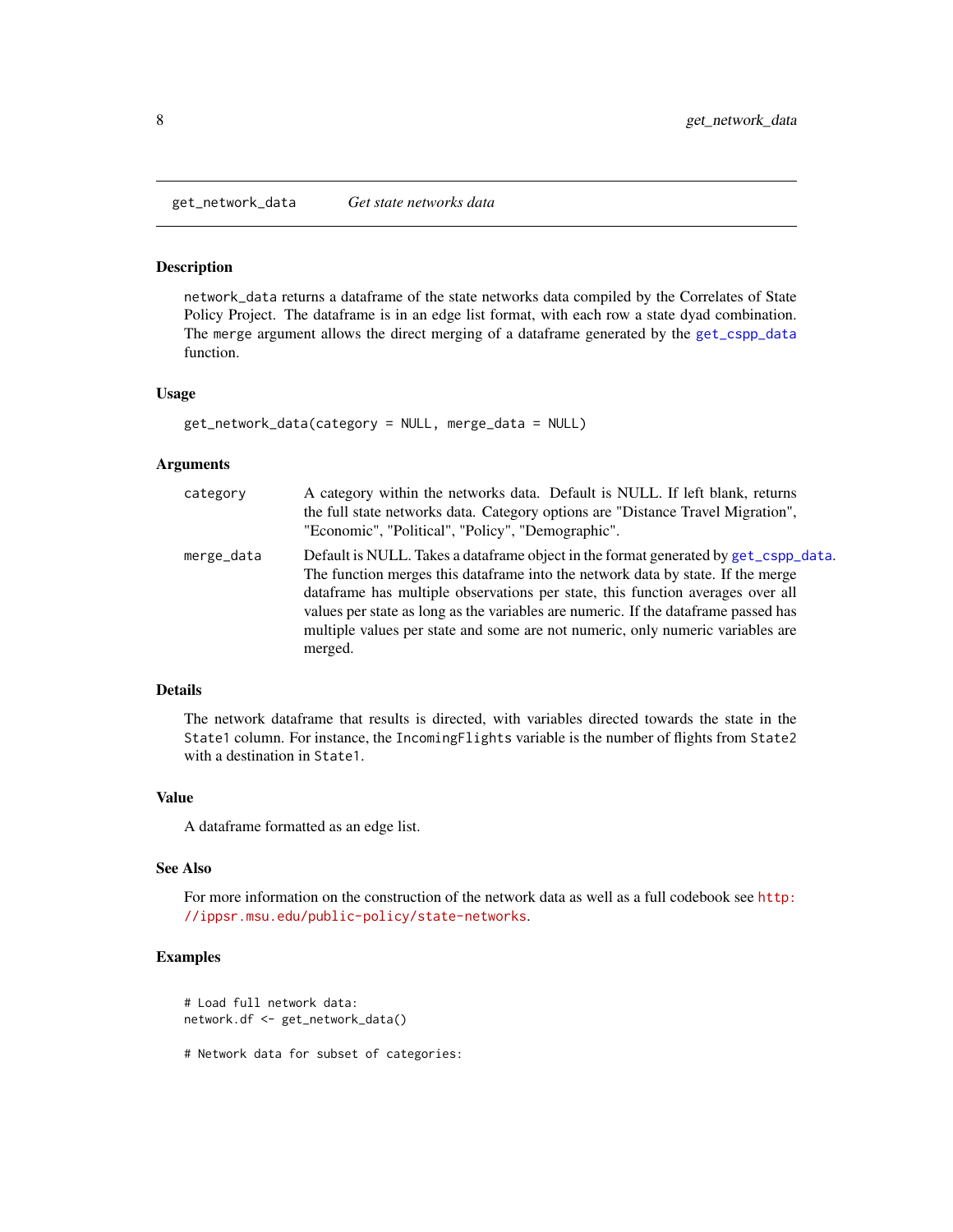## get_network_data *Get state networks data*

### Description

network_data returns a dataframe of the state networks data compiled by the Correlates of State Policy Project. The dataframe is in an edge list format, with each row a state dyad combination. The merge argument allows the direct merging of a dataframe generated by the get_cspp_data function.

### Usage

```
get_network_data(category = NULL, merge_data = NULL)
```

### Arguments

| | |
|---|---|
| category | A category within the networks data. Default is NULL. If left blank, returns the full state networks data. Category options are "Distance Travel Migration", "Economic", "Political", "Policy", "Demographic". |
| merge_data | Default is NULL. Takes a dataframe object in the format generated by get_cspp_data. The function merges this dataframe into the network data by state. If the merge dataframe has multiple observations per state, this function averages over all values per state as long as the variables are numeric. If the dataframe passed has multiple values per state and some are not numeric, only numeric variables are merged. |

### Details

The network dataframe that results is directed, with variables directed towards the state in the State1 column. For instance, the IncomingFlights variable is the number of flights from State2 with a destination in State1.

### Value

A dataframe formatted as an edge list.

### See Also

For more information on the construction of the network data as well as a full codebook see http://ippsr.msu.edu/public-policy/state-networks.

### Examples

```
# Load full network data:
network.df <- get_network_data()

# Network data for subset of categories:
```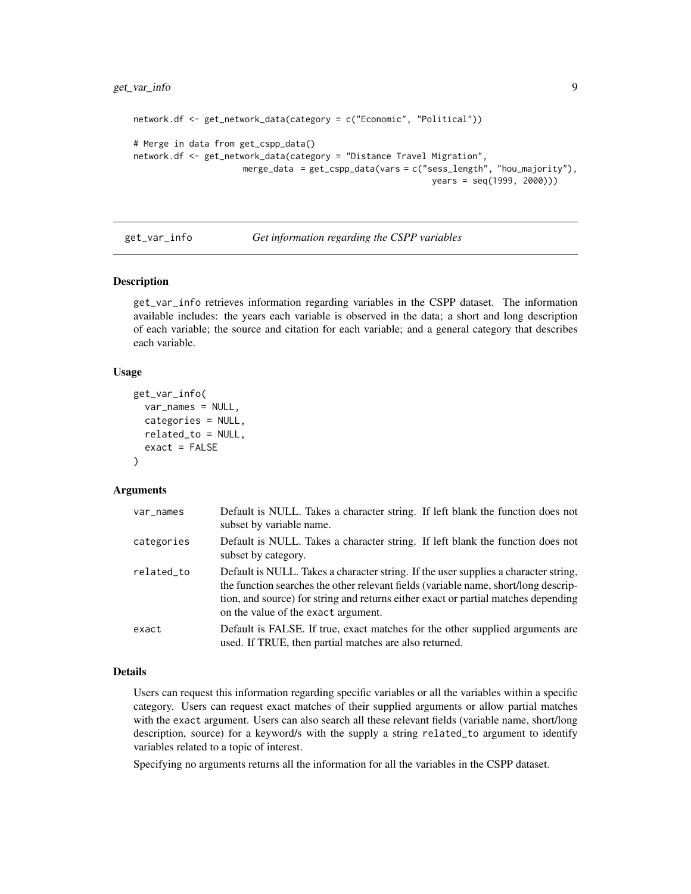```
network.df <- get_network_data(category = c("Economic", "Political"))

# Merge in data from get_cspp_data()
network.df <- get_network_data(category = "Distance Travel Migration",
                    merge_data = get_cspp_data(vars = c("sess_length", "hou_majority"),
                                               years = seq(1999, 2000)))
```

## get_var_info — *Get information regarding the CSPP variables*

### Description

get_var_info retrieves information regarding variables in the CSPP dataset. The information available includes: the years each variable is observed in the data; a short and long description of each variable; the source and citation for each variable; and a general category that describes each variable.

### Usage

```
get_var_info(
  var_names = NULL,
  categories = NULL,
  related_to = NULL,
  exact = FALSE
)
```

### Arguments

| | |
|---|---|
| var_names | Default is NULL. Takes a character string. If left blank the function does not subset by variable name. |
| categories | Default is NULL. Takes a character string. If left blank the function does not subset by category. |
| related_to | Default is NULL. Takes a character string. If the user supplies a character string, the function searches the other relevant fields (variable name, short/long description, and source) for string and returns either exact or partial matches depending on the value of the `exact` argument. |
| exact | Default is FALSE. If true, exact matches for the other supplied arguments are used. If TRUE, then partial matches are also returned. |

### Details

Users can request this information regarding specific variables or all the variables within a specific category. Users can request exact matches of their supplied arguments or allow partial matches with the `exact` argument. Users can also search all these relevant fields (variable name, short/long description, source) for a keyword/s with the supply a string `related_to` argument to identify variables related to a topic of interest.

Specifying no arguments returns all the information for all the variables in the CSPP dataset.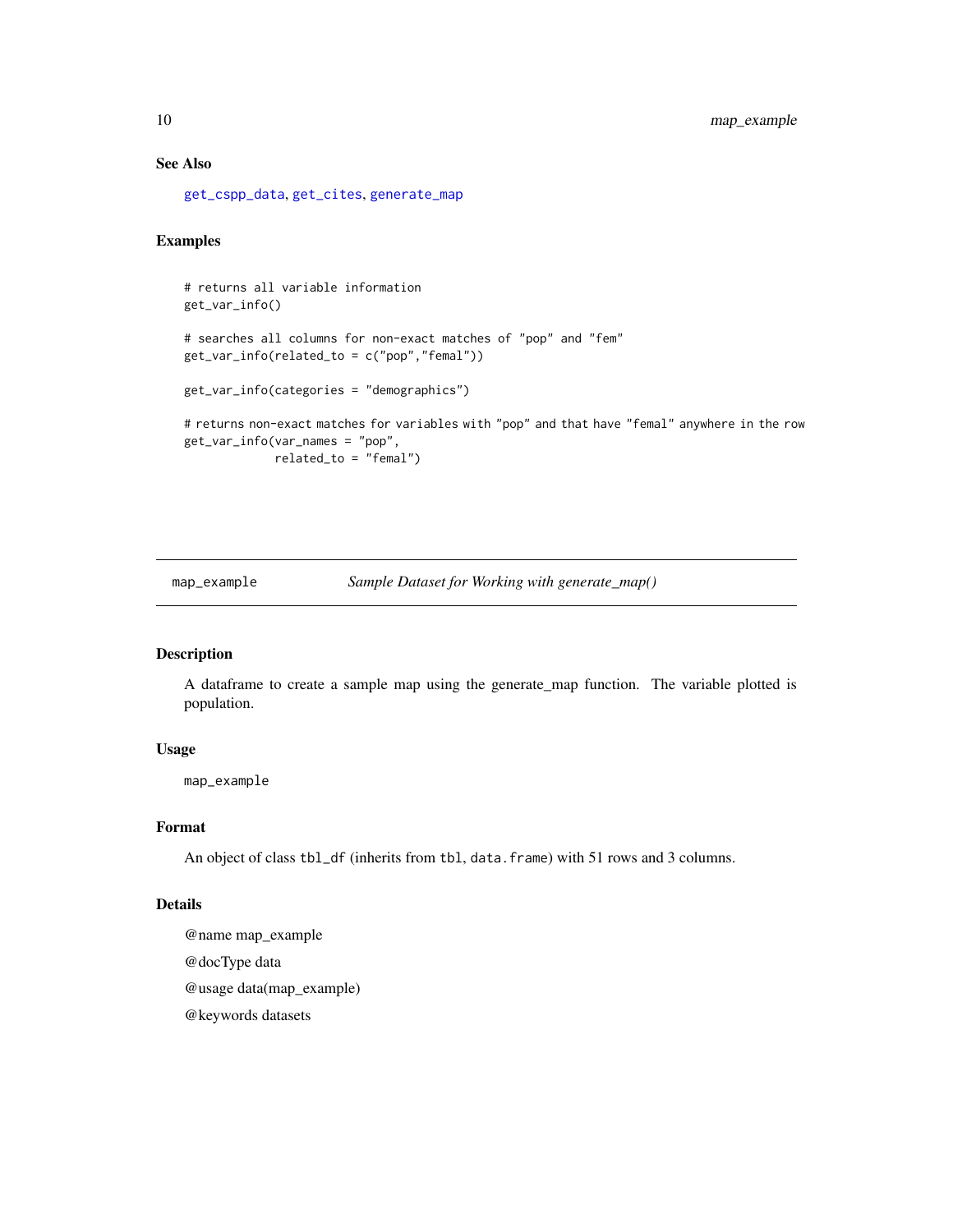### See Also

get_cspp_data, get_cites, generate_map

### Examples

```
# returns all variable information
get_var_info()

# searches all columns for non-exact matches of "pop" and "fem"
get_var_info(related_to = c("pop","femal"))

get_var_info(categories = "demographics")

# returns non-exact matches for variables with "pop" and that have "femal" anywhere in the row
get_var_info(var_names = "pop",
             related_to = "femal")
```

---

## map_example — *Sample Dataset for Working with generate_map()*

---

### Description

A dataframe to create a sample map using the generate_map function. The variable plotted is population.

### Usage

```
map_example
```

### Format

An object of class `tbl_df` (inherits from `tbl`, `data.frame`) with 51 rows and 3 columns.

### Details

@name map_example

@docType data

@usage data(map_example)

@keywords datasets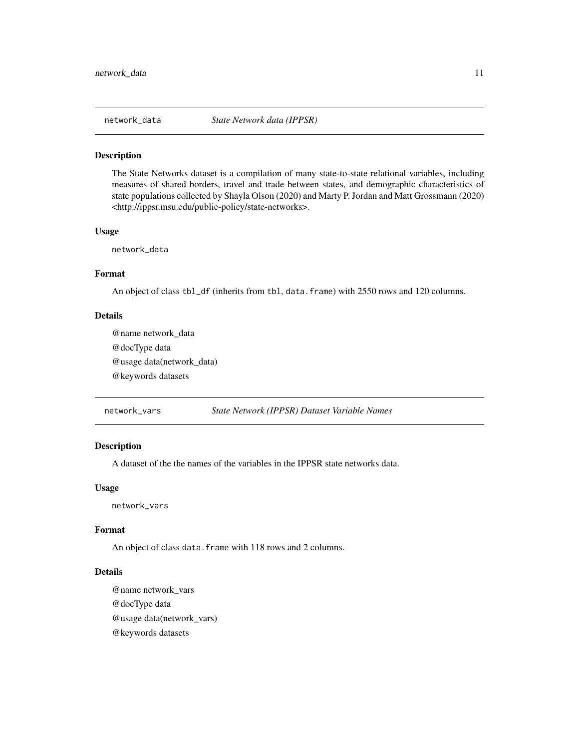## network_data — *State Network data (IPPSR)*

### Description

The State Networks dataset is a compilation of many state-to-state relational variables, including measures of shared borders, travel and trade between states, and demographic characteristics of state populations collected by Shayla Olson (2020) and Marty P. Jordan and Matt Grossmann (2020) <http://ippsr.msu.edu/public-policy/state-networks>.

### Usage

```
network_data
```

### Format

An object of class `tbl_df` (inherits from `tbl`, `data.frame`) with 2550 rows and 120 columns.

### Details

@name network_data

@docType data

@usage data(network_data)

@keywords datasets

## network_vars — *State Network (IPPSR) Dataset Variable Names*

### Description

A dataset of the the names of the variables in the IPPSR state networks data.

### Usage

```
network_vars
```

### Format

An object of class `data.frame` with 118 rows and 2 columns.

### Details

@name network_vars

@docType data

@usage data(network_vars)

@keywords datasets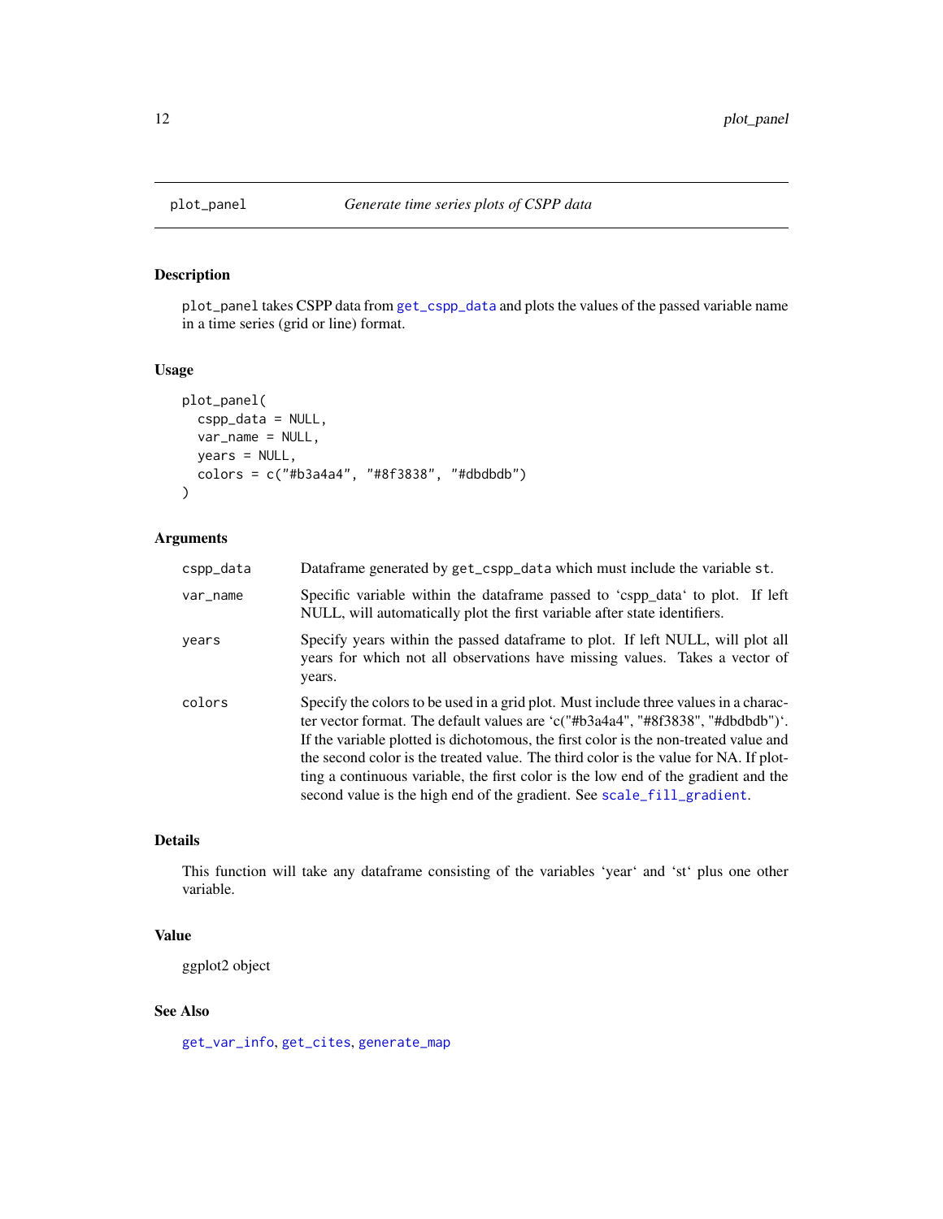## plot_panel *Generate time series plots of CSPP data*

### Description

`plot_panel` takes CSPP data from `get_cspp_data` and plots the values of the passed variable name in a time series (grid or line) format.

### Usage

```
plot_panel(
  cspp_data = NULL,
  var_name = NULL,
  years = NULL,
  colors = c("#b3a4a4", "#8f3838", "#dbdbdb")
)
```

### Arguments

| | |
|---|---|
| `cspp_data` | Dataframe generated by `get_cspp_data` which must include the variable `st`. |
| `var_name` | Specific variable within the dataframe passed to 'cspp_data' to plot. If left NULL, will automatically plot the first variable after state identifiers. |
| `years` | Specify years within the passed dataframe to plot. If left NULL, will plot all years for which not all observations have missing values. Takes a vector of years. |
| `colors` | Specify the colors to be used in a grid plot. Must include three values in a character vector format. The default values are 'c("#b3a4a4", "#8f3838", "#dbdbdb")'. If the variable plotted is dichotomous, the first color is the non-treated value and the second color is the treated value. The third color is the value for NA. If plotting a continuous variable, the first color is the low end of the gradient and the second value is the high end of the gradient. See `scale_fill_gradient`. |

### Details

This function will take any dataframe consisting of the variables 'year' and 'st' plus one other variable.

### Value

ggplot2 object

### See Also

`get_var_info`, `get_cites`, `generate_map`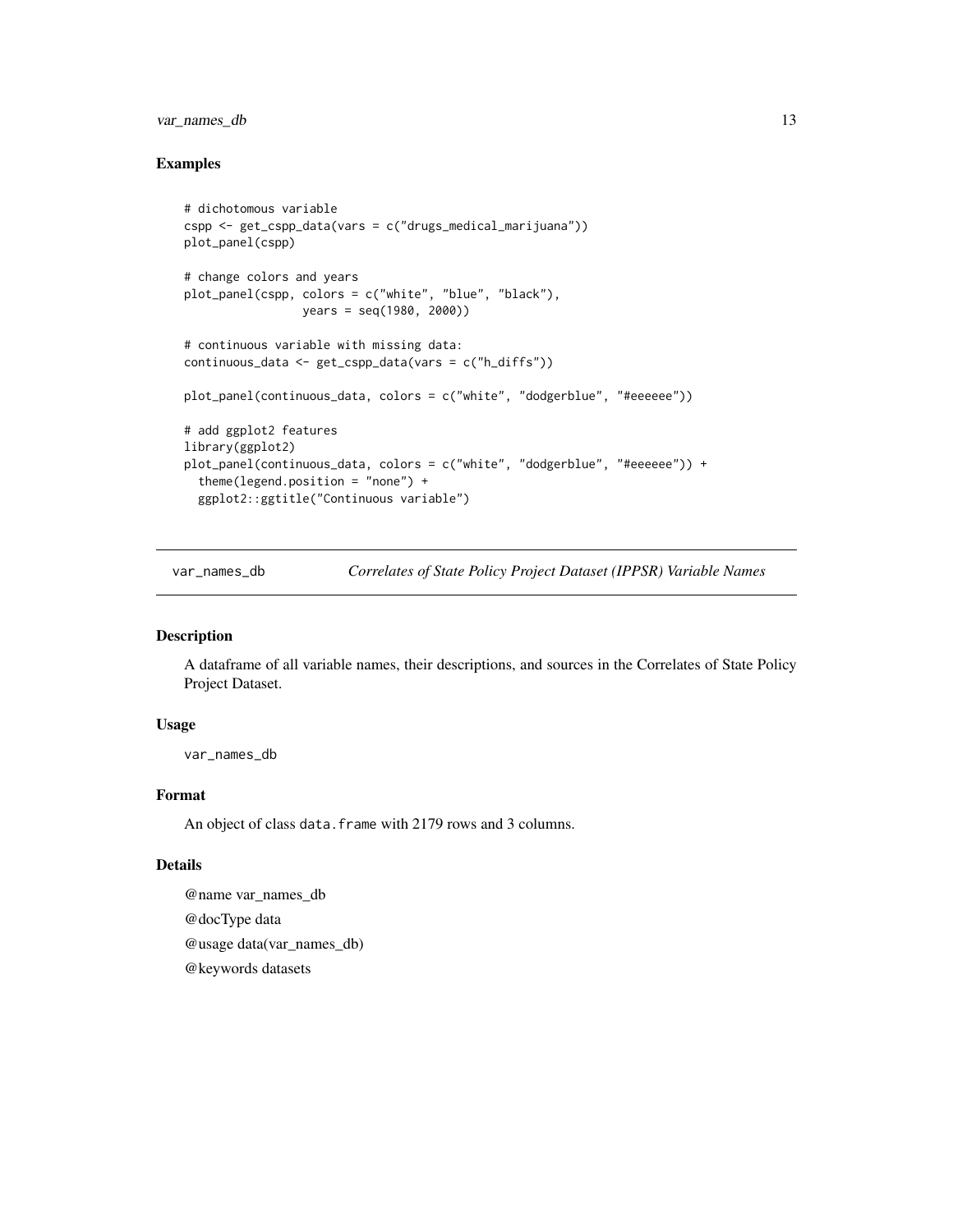## Examples

```
# dichotomous variable
cspp <- get_cspp_data(vars = c("drugs_medical_marijuana"))
plot_panel(cspp)

# change colors and years
plot_panel(cspp, colors = c("white", "blue", "black"),
                years = seq(1980, 2000))

# continuous variable with missing data:
continuous_data <- get_cspp_data(vars = c("h_diffs"))

plot_panel(continuous_data, colors = c("white", "dodgerblue", "#eeeeee"))

# add ggplot2 features
library(ggplot2)
plot_panel(continuous_data, colors = c("white", "dodgerblue", "#eeeeee")) +
  theme(legend.position = "none") +
  ggplot2::ggtitle("Continuous variable")
```

---

# var_names_db — *Correlates of State Policy Project Dataset (IPPSR) Variable Names*

---

## Description

A dataframe of all variable names, their descriptions, and sources in the Correlates of State Policy Project Dataset.

## Usage

```
var_names_db
```

## Format

An object of class `data.frame` with 2179 rows and 3 columns.

## Details

@name var_names_db

@docType data

@usage data(var_names_db)

@keywords datasets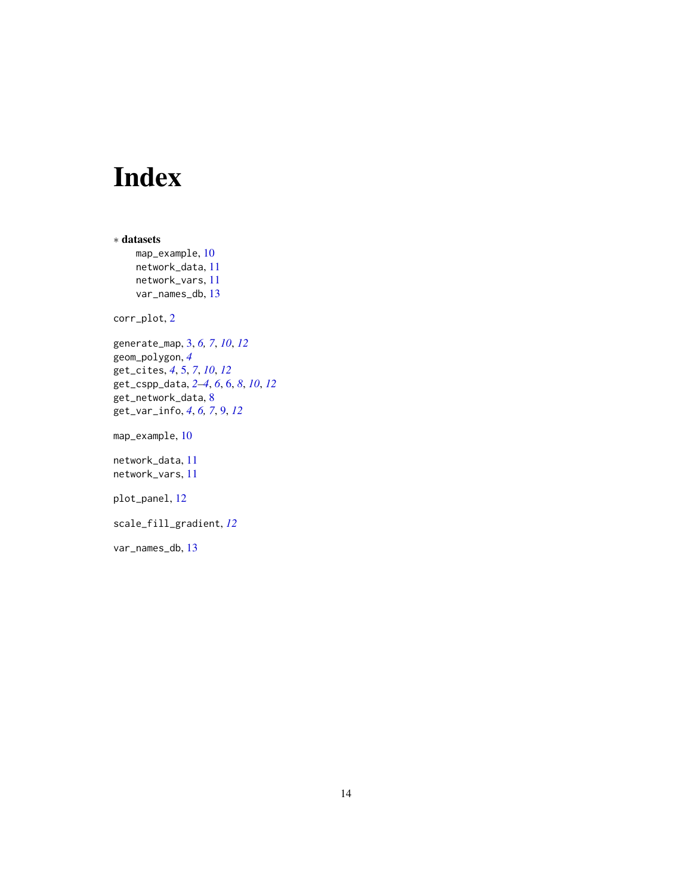# Index

∗ **datasets**

- map_example, 10
- network_data, 11
- network_vars, 11
- var_names_db, 13

corr_plot, 2

generate_map, 3, *6, 7*, *10*, *12*
geom_polygon, *4*
get_cites, *4*, 5, *7*, *10*, *12*
get_cspp_data, *2–4*, *6*, 6, *8*, *10*, *12*
get_network_data, 8
get_var_info, *4*, *6, 7*, 9, *12*

map_example, 10

network_data, 11
network_vars, 11

plot_panel, 12

scale_fill_gradient, *12*

var_names_db, 13